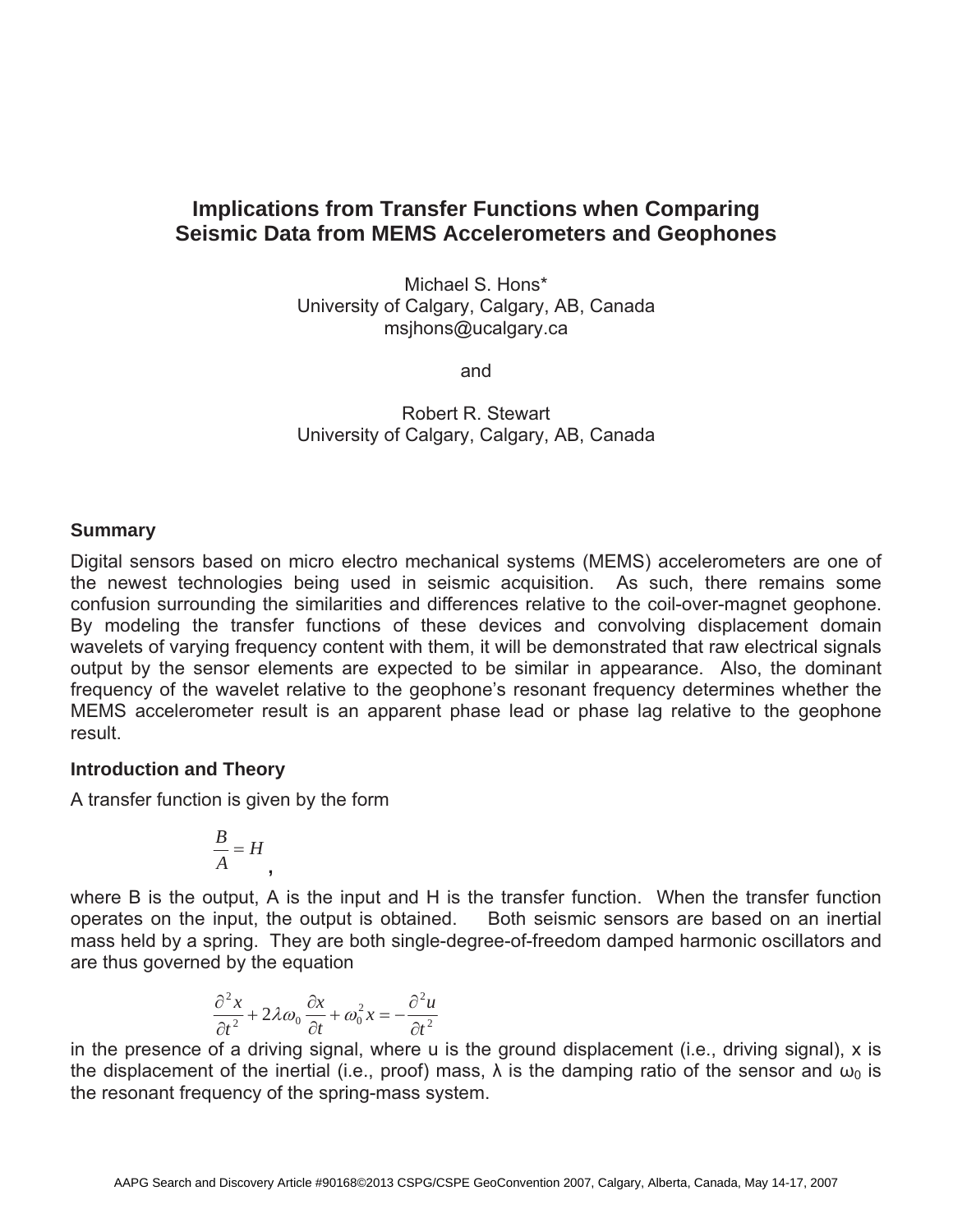# Implications from Transfer Functions when Comparing Seismic Data from MEMS Accelerometers and Geophones

Michael S. Hons*
University of Calgary, Calgary, AB, Canada
msjhons@ucalgary.ca

and

Robert R. Stewart
University of Calgary, Calgary, AB, Canada

## Summary

Digital sensors based on micro electro mechanical systems (MEMS) accelerometers are one of the newest technologies being used in seismic acquisition. As such, there remains some confusion surrounding the similarities and differences relative to the coil-over-magnet geophone. By modeling the transfer functions of these devices and convolving displacement domain wavelets of varying frequency content with them, it will be demonstrated that raw electrical signals output by the sensor elements are expected to be similar in appearance. Also, the dominant frequency of the wavelet relative to the geophone's resonant frequency determines whether the MEMS accelerometer result is an apparent phase lead or phase lag relative to the geophone result.

## Introduction and Theory

A transfer function is given by the form

$$\frac{B}{A} = H,$$

where B is the output, A is the input and H is the transfer function. When the transfer function operates on the input, the output is obtained. Both seismic sensors are based on an inertial mass held by a spring. They are both single-degree-of-freedom damped harmonic oscillators and are thus governed by the equation

$$\frac{\partial^2 x}{\partial t^2} + 2\lambda\omega_0 \frac{\partial x}{\partial t} + \omega_0^2 x = -\frac{\partial^2 u}{\partial t^2}$$

in the presence of a driving signal, where u is the ground displacement (i.e., driving signal), x is the displacement of the inertial (i.e., proof) mass, $\lambda$ is the damping ratio of the sensor and $\omega_0$ is the resonant frequency of the spring-mass system.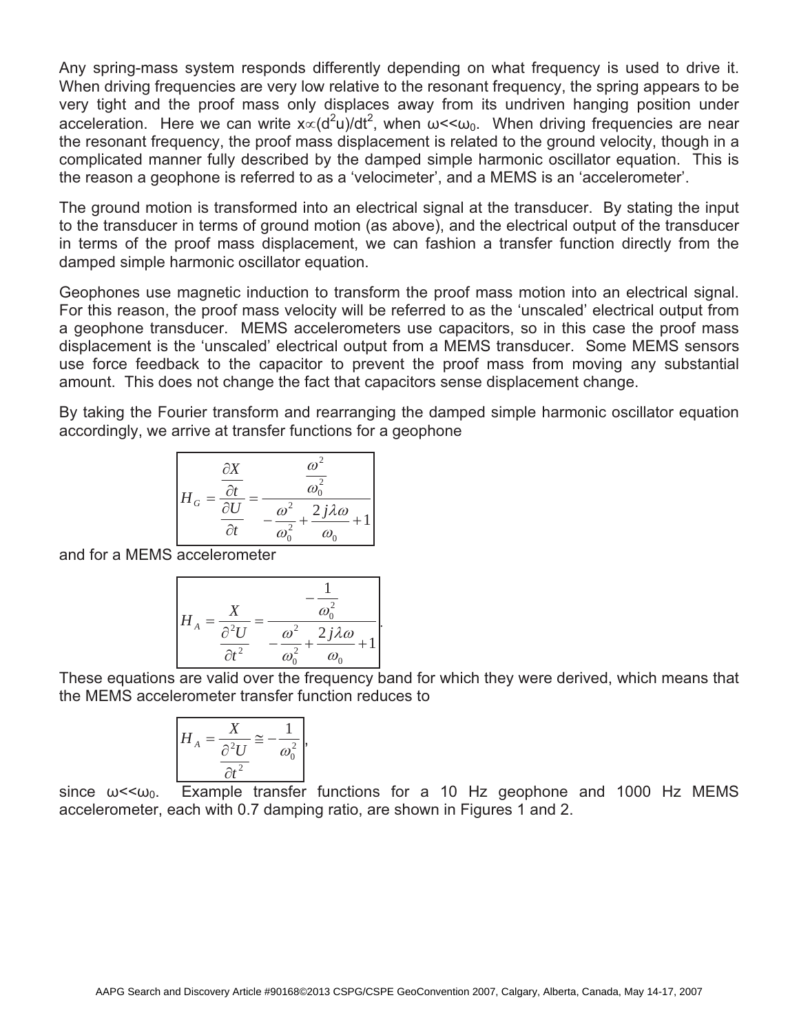Any spring-mass system responds differently depending on what frequency is used to drive it. When driving frequencies are very low relative to the resonant frequency, the spring appears to be very tight and the proof mass only displaces away from its undriven hanging position under acceleration. Here we can write $x \propto (d^2u)/dt^2$, when $\omega << \omega_0$. When driving frequencies are near the resonant frequency, the proof mass displacement is related to the ground velocity, though in a complicated manner fully described by the damped simple harmonic oscillator equation. This is the reason a geophone is referred to as a 'velocimeter', and a MEMS is an 'accelerometer'.

The ground motion is transformed into an electrical signal at the transducer. By stating the input to the transducer in terms of ground motion (as above), and the electrical output of the transducer in terms of the proof mass displacement, we can fashion a transfer function directly from the damped simple harmonic oscillator equation.

Geophones use magnetic induction to transform the proof mass motion into an electrical signal. For this reason, the proof mass velocity will be referred to as the 'unscaled' electrical output from a geophone transducer. MEMS accelerometers use capacitors, so in this case the proof mass displacement is the 'unscaled' electrical output from a MEMS transducer. Some MEMS sensors use force feedback to the capacitor to prevent the proof mass from moving any substantial amount. This does not change the fact that capacitors sense displacement change.

By taking the Fourier transform and rearranging the damped simple harmonic oscillator equation accordingly, we arrive at transfer functions for a geophone

$$H_G = \frac{\frac{\partial X}{\partial t}}{\frac{\partial U}{\partial t}} = \frac{\frac{\omega^2}{\omega_0^2}}{-\frac{\omega^2}{\omega_0^2} + \frac{2j\lambda\omega}{\omega_0} + 1}$$

and for a MEMS accelerometer

$$H_A = \frac{X}{\frac{\partial^2 U}{\partial t^2}} = \frac{-\frac{1}{\omega_0^2}}{-\frac{\omega^2}{\omega_0^2} + \frac{2j\lambda\omega}{\omega_0} + 1}.$$

These equations are valid over the frequency band for which they were derived, which means that the MEMS accelerometer transfer function reduces to

$$H_A = \frac{X}{\frac{\partial^2 U}{\partial t^2}} \cong -\frac{1}{\omega_0^2},$$

since $\omega << \omega_0$. Example transfer functions for a 10 Hz geophone and 1000 Hz MEMS accelerometer, each with 0.7 damping ratio, are shown in Figures 1 and 2.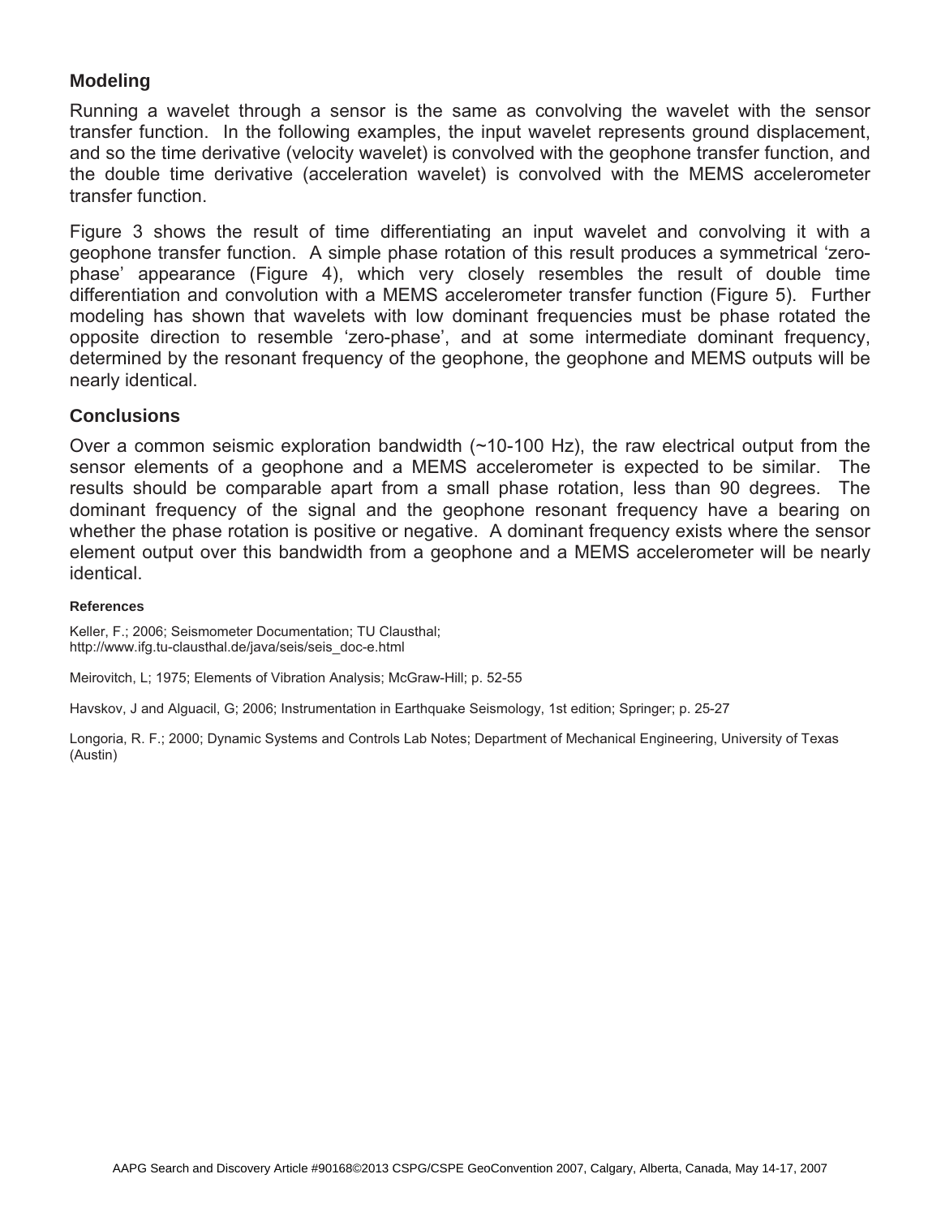## Modeling

Running a wavelet through a sensor is the same as convolving the wavelet with the sensor transfer function. In the following examples, the input wavelet represents ground displacement, and so the time derivative (velocity wavelet) is convolved with the geophone transfer function, and the double time derivative (acceleration wavelet) is convolved with the MEMS accelerometer transfer function.

Figure 3 shows the result of time differentiating an input wavelet and convolving it with a geophone transfer function. A simple phase rotation of this result produces a symmetrical 'zero-phase' appearance (Figure 4), which very closely resembles the result of double time differentiation and convolution with a MEMS accelerometer transfer function (Figure 5). Further modeling has shown that wavelets with low dominant frequencies must be phase rotated the opposite direction to resemble 'zero-phase', and at some intermediate dominant frequency, determined by the resonant frequency of the geophone, the geophone and MEMS outputs will be nearly identical.

## Conclusions

Over a common seismic exploration bandwidth (~10-100 Hz), the raw electrical output from the sensor elements of a geophone and a MEMS accelerometer is expected to be similar. The results should be comparable apart from a small phase rotation, less than 90 degrees. The dominant frequency of the signal and the geophone resonant frequency have a bearing on whether the phase rotation is positive or negative. A dominant frequency exists where the sensor element output over this bandwidth from a geophone and a MEMS accelerometer will be nearly identical.

#### References

Keller, F.; 2006; Seismometer Documentation; TU Clausthal; http://www.ifg.tu-clausthal.de/java/seis/seis_doc-e.html

Meirovitch, L; 1975; Elements of Vibration Analysis; McGraw-Hill; p. 52-55

Havskov, J and Alguacil, G; 2006; Instrumentation in Earthquake Seismology, 1st edition; Springer; p. 25-27

Longoria, R. F.; 2000; Dynamic Systems and Controls Lab Notes; Department of Mechanical Engineering, University of Texas (Austin)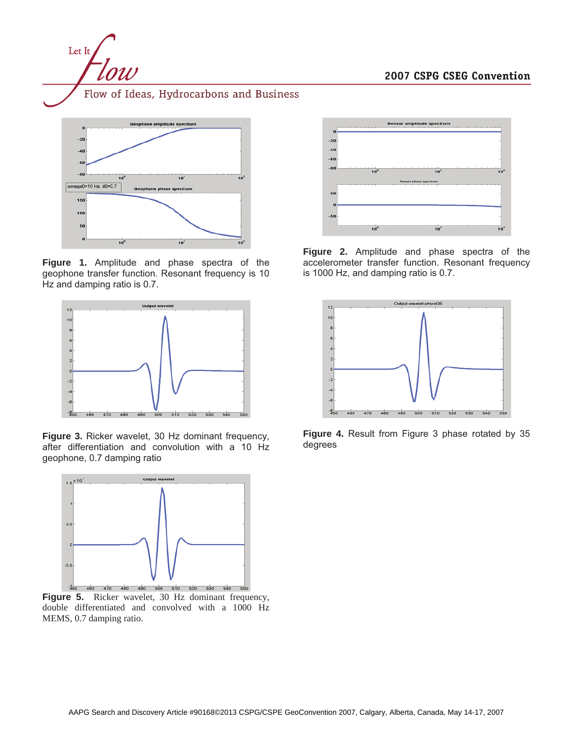Geophone amplitude spectrum

0
-20
-40
-60
-80
$10^0$
$10^1$
$10^2$

omega0=10 Hz, d0=0.7

Geophone phase spectrum

150
100
50
0
$10^0$
$10^1$
$10^2$

**Figure 1.** Amplitude and phase spectra of the geophone transfer function. Resonant frequency is 10 Hz and damping ratio is 0.7.

Sensor amplitude spectrum

0
-20
-40
-60
-80
$10^0$
$10^1$
$10^2$

Sensor phase spectrum

50
0
-50
$10^0$
$10^1$
$10^2$

**Figure 2.** Amplitude and phase spectra of the accelerometer transfer function. Resonant frequency is 1000 Hz, and damping ratio is 0.7.

Output wavelet

12
10
8
6
4
2
0
-2
-4
-6
-8
450 460 470 480 490 500 510 520 530 540 550

**Figure 3.** Ricker wavelet, 30 Hz dominant frequency, after differentiation and convolution with a 10 Hz geophone, 0.7 damping ratio

Output wavelet phsrot35

12
10
8
6
4
2
0
-2
-4
-6
-8
450 460 470 480 490 500 510 520 530 540 550

**Figure 4.** Result from Figure 3 phase rotated by 35 degrees

Output wavelet

$1.5 \times 10^7$
1
0.5
0
-0.5
-1
450 460 470 480 490 500 510 520 530 540 550

**Figure 5.** Ricker wavelet, 30 Hz dominant frequency, double differentiated and convolved with a 1000 Hz MEMS, 0.7 damping ratio.